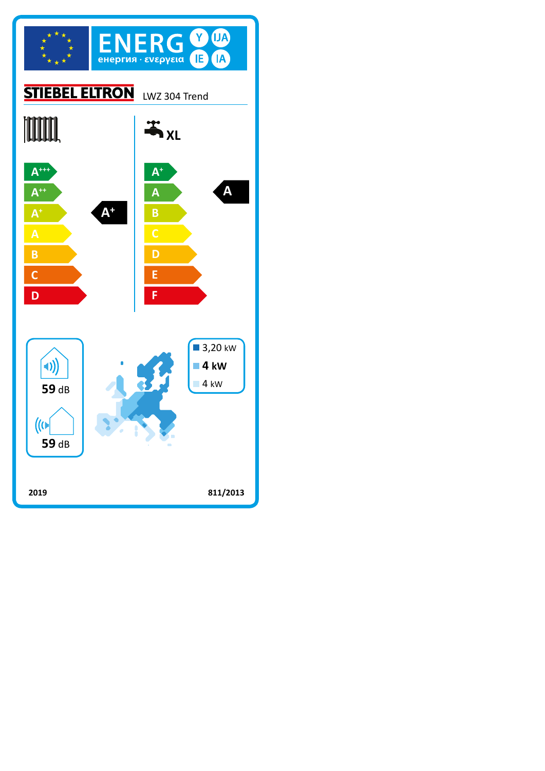# ENERG

енергия · ενεργεια

Y IJA IE IA

**STIEBEL ELTRON** LWZ 304 Trend

| Space heating | Water heating XL |
|---|---|
| A+++ | A+ |
| A++ | A |
| A+ | B |
| A | C |
| B | D |
| C | E |
| D | F |
| **Rating: A+** | **Rating: A** |

59 dB

59 dB

3,20 kW

**4 kW**

4 kW

2019

811/2013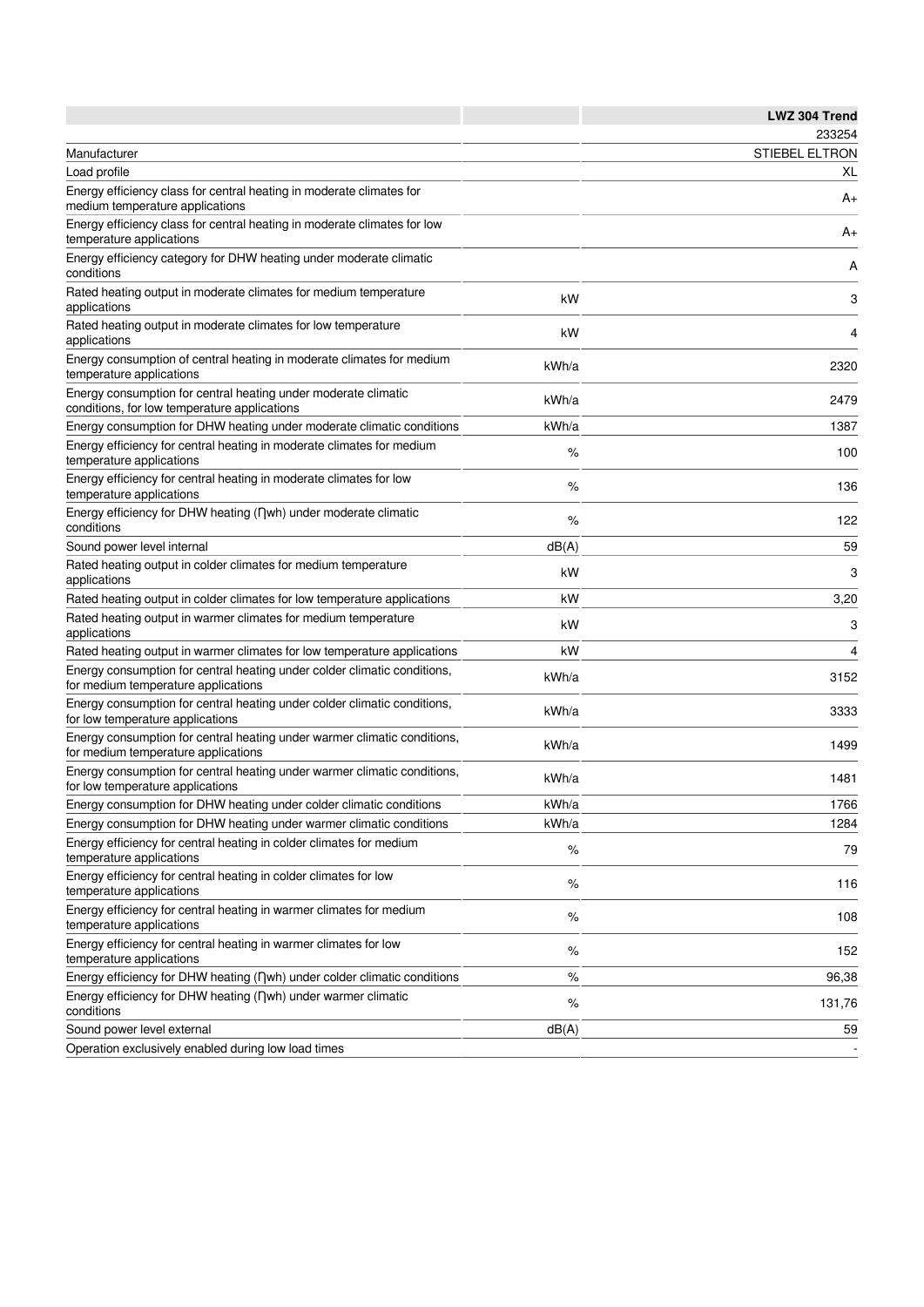| | | LWZ 304 Trend |
|---|---|---|
| | | 233254 |
| Manufacturer | | STIEBEL ELTRON |
| Load profile | | XL |
| Energy efficiency class for central heating in moderate climates for medium temperature applications | | A+ |
| Energy efficiency class for central heating in moderate climates for low temperature applications | | A+ |
| Energy efficiency category for DHW heating under moderate climatic conditions | | A |
| Rated heating output in moderate climates for medium temperature applications | kW | 3 |
| Rated heating output in moderate climates for low temperature applications | kW | 4 |
| Energy consumption of central heating in moderate climates for medium temperature applications | kWh/a | 2320 |
| Energy consumption for central heating under moderate climatic conditions, for low temperature applications | kWh/a | 2479 |
| Energy consumption for DHW heating under moderate climatic conditions | kWh/a | 1387 |
| Energy efficiency for central heating in moderate climates for medium temperature applications | % | 100 |
| Energy efficiency for central heating in moderate climates for low temperature applications | % | 136 |
| Energy efficiency for DHW heating (Ƞwh) under moderate climatic conditions | % | 122 |
| Sound power level internal | dB(A) | 59 |
| Rated heating output in colder climates for medium temperature applications | kW | 3 |
| Rated heating output in colder climates for low temperature applications | kW | 3,20 |
| Rated heating output in warmer climates for medium temperature applications | kW | 3 |
| Rated heating output in warmer climates for low temperature applications | kW | 4 |
| Energy consumption for central heating under colder climatic conditions, for medium temperature applications | kWh/a | 3152 |
| Energy consumption for central heating under colder climatic conditions, for low temperature applications | kWh/a | 3333 |
| Energy consumption for central heating under warmer climatic conditions, for medium temperature applications | kWh/a | 1499 |
| Energy consumption for central heating under warmer climatic conditions, for low temperature applications | kWh/a | 1481 |
| Energy consumption for DHW heating under colder climatic conditions | kWh/a | 1766 |
| Energy consumption for DHW heating under warmer climatic conditions | kWh/a | 1284 |
| Energy efficiency for central heating in colder climates for medium temperature applications | % | 79 |
| Energy efficiency for central heating in colder climates for low temperature applications | % | 116 |
| Energy efficiency for central heating in warmer climates for medium temperature applications | % | 108 |
| Energy efficiency for central heating in warmer climates for low temperature applications | % | 152 |
| Energy efficiency for DHW heating (Ƞwh) under colder climatic conditions | % | 96,38 |
| Energy efficiency for DHW heating (Ƞwh) under warmer climatic conditions | % | 131,76 |
| Sound power level external | dB(A) | 59 |
| Operation exclusively enabled during low load times | | - |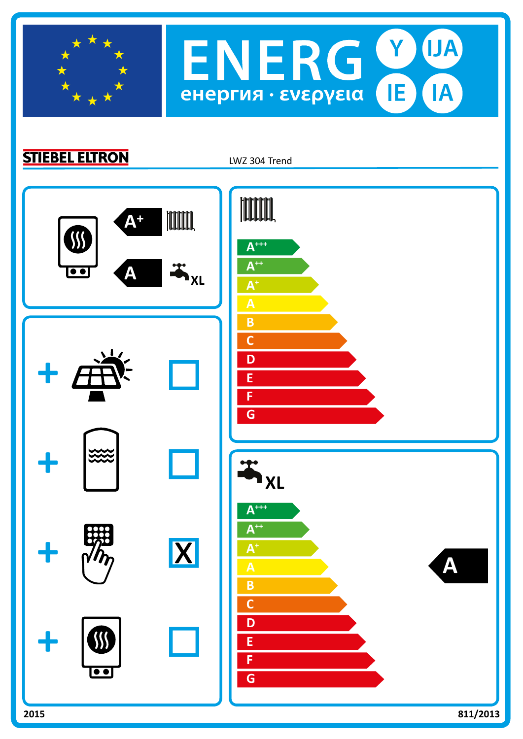# ENERG

енергия · ενεργεια

Y IJA IE IA

**STIEBEL ELTRON** LWZ 304 Trend

A+ (space heating)

A XL (water heating)

+ ☐

+ ☐

+ ☒

+ ☐

A+++
A++
A+
A
B
C
D
E
F
G

XL

A+++
A++
A+
A
B
C
D
E
F
G

A

2015 811/2013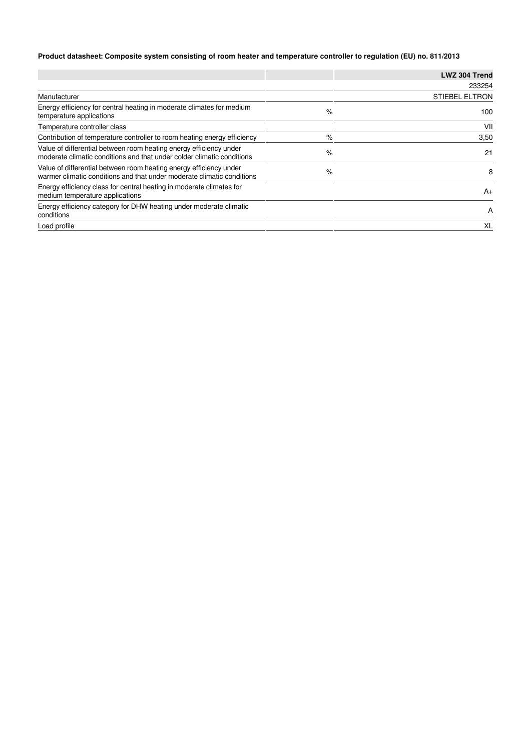**Product datasheet: Composite system consisting of room heater and temperature controller to regulation (EU) no. 811/2013**

| | | LWZ 304 Trend |
|---|---|---|
| | | 233254 |
| Manufacturer | | STIEBEL ELTRON |
| Energy efficiency for central heating in moderate climates for medium temperature applications | % | 100 |
| Temperature controller class | | VII |
| Contribution of temperature controller to room heating energy efficiency | % | 3,50 |
| Value of differential between room heating energy efficiency under moderate climatic conditions and that under colder climatic conditions | % | 21 |
| Value of differential between room heating energy efficiency under warmer climatic conditions and that under moderate climatic conditions | % | 8 |
| Energy efficiency class for central heating in moderate climates for medium temperature applications | | A+ |
| Energy efficiency category for DHW heating under moderate climatic conditions | | A |
| Load profile | | XL |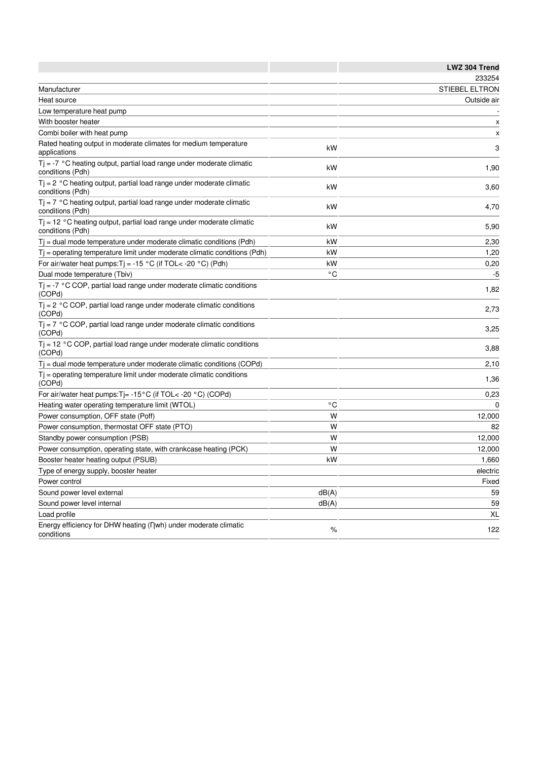| | | LWZ 304 Trend |
|---|---|---|
| | | 233254 |
| Manufacturer | | STIEBEL ELTRON |
| Heat source | | Outside air |
| Low temperature heat pump | | - |
| With booster heater | | x |
| Combi boiler with heat pump | | x |
| Rated heating output in moderate climates for medium temperature applications | kW | 3 |
| Tj = -7 °C heating output, partial load range under moderate climatic conditions (Pdh) | kW | 1,90 |
| Tj = 2 °C heating output, partial load range under moderate climatic conditions (Pdh) | kW | 3,60 |
| Tj = 7 °C heating output, partial load range under moderate climatic conditions (Pdh) | kW | 4,70 |
| Tj = 12 °C heating output, partial load range under moderate climatic conditions (Pdh) | kW | 5,90 |
| Tj = dual mode temperature under moderate climatic conditions (Pdh) | kW | 2,30 |
| Tj = operating temperature limit under moderate climatic conditions (Pdh) | kW | 1,20 |
| For air/water heat pumps:Tj = -15 °C (if TOL< -20 °C) (Pdh) | kW | 0,20 |
| Dual mode temperature (Tbiv) | °C | -5 |
| Tj = -7 °C COP, partial load range under moderate climatic conditions (COPd) | | 1,82 |
| Tj = 2 °C COP, partial load range under moderate climatic conditions (COPd) | | 2,73 |
| Tj = 7 °C COP, partial load range under moderate climatic conditions (COPd) | | 3,25 |
| Tj = 12 °C COP, partial load range under moderate climatic conditions (COPd) | | 3,88 |
| Tj = dual mode temperature under moderate climatic conditions (COPd) | | 2,10 |
| Tj = operating temperature limit under moderate climatic conditions (COPd) | | 1,36 |
| For air/water heat pumps:Tj= -15°C (if TOL< -20 °C) (COPd) | | 0,23 |
| Heating water operating temperature limit (WTOL) | °C | 0 |
| Power consumption, OFF state (Poff) | W | 12,000 |
| Power consumption, thermostat OFF state (PTO) | W | 82 |
| Standby power consumption (PSB) | W | 12,000 |
| Power consumption, operating state, with crankcase heating (PCK) | W | 12,000 |
| Booster heater heating output (PSUB) | kW | 1,660 |
| Type of energy supply, booster heater | | electric |
| Power control | | Fixed |
| Sound power level external | dB(A) | 59 |
| Sound power level internal | dB(A) | 59 |
| Load profile | | XL |
| Energy efficiency for DHW heating (ηwh) under moderate climatic conditions | % | 122 |